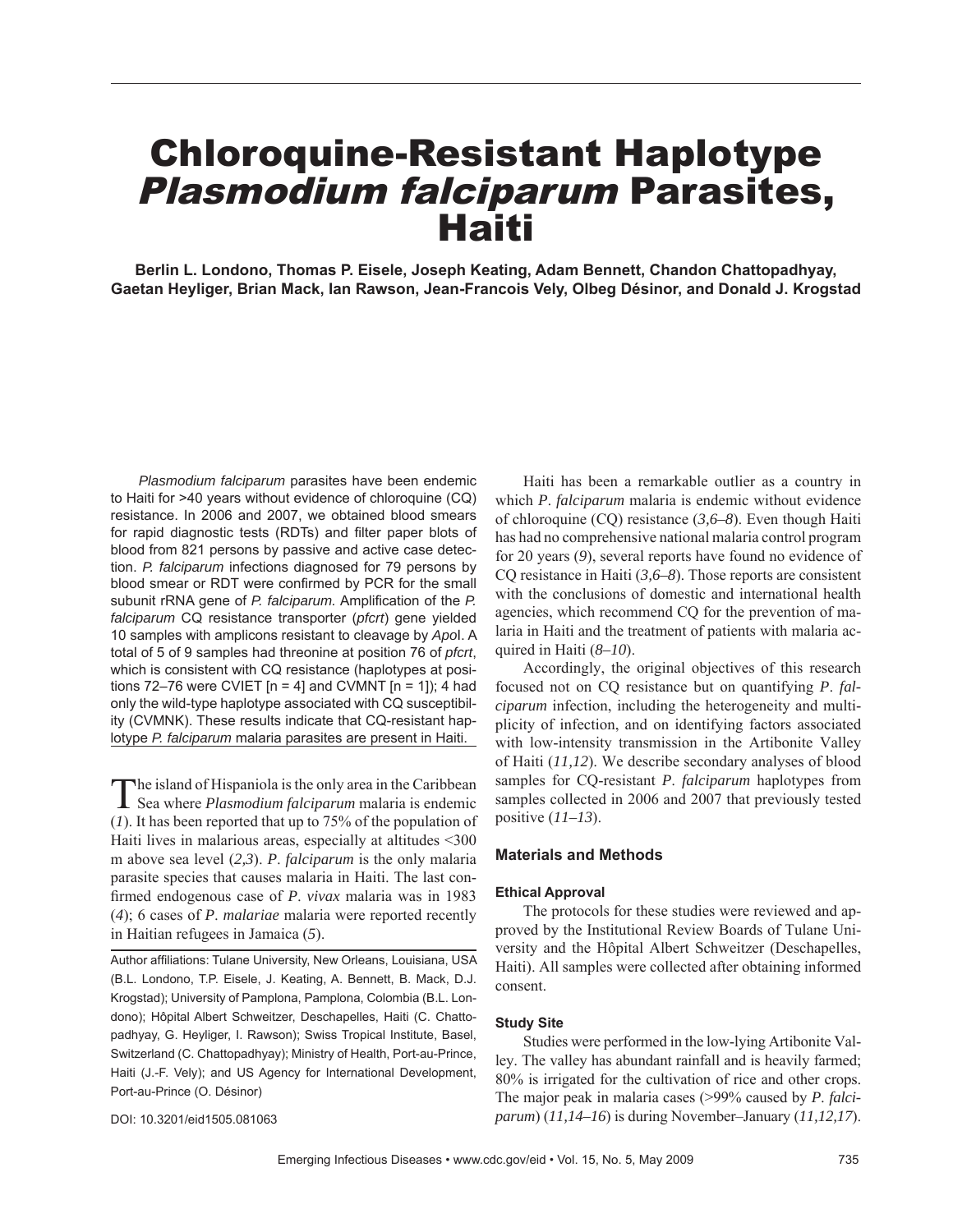# Chloroquine-Resistant Haplotype *Plasmodium falciparum* Parasites, Haiti

**Berlin L. Londono, Thomas P. Eisele, Joseph Keating, Adam Bennett, Chandon Chattopadhyay, Gaetan Heyliger, Brian Mack, Ian Rawson, Jean-Francois Vely, Olbeg Désinor, and Donald J. Krogstad**

*Plasmodium falciparum* parasites have been endemic to Haiti for >40 years without evidence of chloroquine (CQ) resistance. In 2006 and 2007, we obtained blood smears for rapid diagnostic tests (RDTs) and filter paper blots of blood from 821 persons by passive and active case detection. *P. falciparum* infections diagnosed for 79 persons by blood smear or RDT were confirmed by PCR for the small subunit rRNA gene of *P. falciparum.* Amplification of the *P. falciparum* CQ resistance transporter (*pfcrt*) gene yielded 10 samples with amplicons resistant to cleavage by *Apo*I. A total of 5 of 9 samples had threonine at position 76 of *pfcrt*, which is consistent with CQ resistance (haplotypes at positions 72–76 were CVIET [n = 4] and CVMNT [n = 1]); 4 had only the wild-type haplotype associated with CQ susceptibility (CVMNK). These results indicate that CQ-resistant haplotype *P. falciparum* malaria parasites are present in Haiti.

The island of Hispaniola is the only area in the Caribbean Sea where *Plasmodium falciparum* malaria is endemic (*1*). It has been reported that up to 75% of the population of Haiti lives in malarious areas, especially at altitudes <300 m above sea level (*2,3*). *P. falciparum* is the only malaria parasite species that causes malaria in Haiti. The last confirmed endogenous case of *P. vivax* malaria was in 1983 (*4*); 6 cases of *P. malariae* malaria were reported recently in Haitian refugees in Jamaica (*5*).

Author affiliations: Tulane University, New Orleans, Louisiana, USA (B.L. Londono, T.P. Eisele, J. Keating, A. Bennett, B. Mack, D.J. Krogstad); University of Pamplona, Pamplona, Colombia (B.L. Londono); Hôpital Albert Schweitzer, Deschapelles, Haiti (C. Chattopadhyay, G. Heyliger, I. Rawson); Swiss Tropical Institute, Basel, Switzerland (C. Chattopadhyay); Ministry of Health, Port-au-Prince, Haiti (J.-F. Vely); and US Agency for International Development, Port-au-Prince (O. Désinor)

DOI: 10.3201/eid1505.081063

Haiti has been a remarkable outlier as a country in which *P. falciparum* malaria is endemic without evidence of chloroquine (CQ) resistance (*3,6–8*). Even though Haiti has had no comprehensive national malaria control program for 20 years (*9*), several reports have found no evidence of CQ resistance in Haiti (*3,6–8*). Those reports are consistent with the conclusions of domestic and international health agencies, which recommend CQ for the prevention of malaria in Haiti and the treatment of patients with malaria acquired in Haiti (*8–10*).

Accordingly, the original objectives of this research focused not on CQ resistance but on quantifying *P. falciparum* infection, including the heterogeneity and multiplicity of infection, and on identifying factors associated with low-intensity transmission in the Artibonite Valley of Haiti (*11,12*). We describe secondary analyses of blood samples for CQ-resistant *P. falciparum* haplotypes from samples collected in 2006 and 2007 that previously tested positive (*11–13*).

## Materials and Methods

### Ethical Approval

The protocols for these studies were reviewed and approved by the Institutional Review Boards of Tulane University and the Hôpital Albert Schweitzer (Deschapelles, Haiti). All samples were collected after obtaining informed consent.

### Study Site

Studies were performed in the low-lying Artibonite Valley. The valley has abundant rainfall and is heavily farmed; 80% is irrigated for the cultivation of rice and other crops. The major peak in malaria cases (>99% caused by *P. falciparum*) (*11,14–16*) is during November–January (*11,12,17*).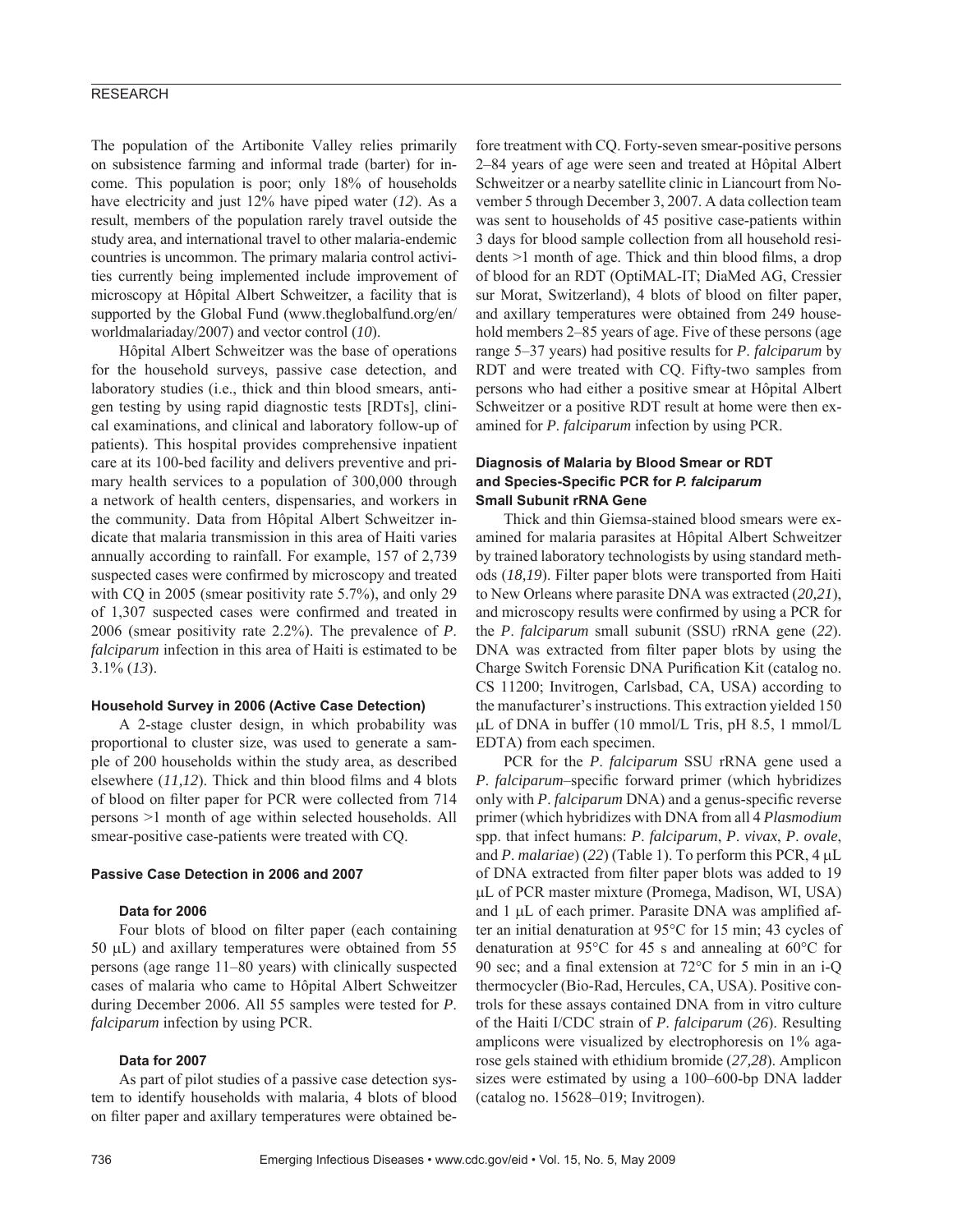The population of the Artibonite Valley relies primarily on subsistence farming and informal trade (barter) for income. This population is poor; only 18% of households have electricity and just 12% have piped water (*12*). As a result, members of the population rarely travel outside the study area, and international travel to other malaria-endemic countries is uncommon. The primary malaria control activities currently being implemented include improvement of microscopy at Hôpital Albert Schweitzer, a facility that is supported by the Global Fund (www.theglobalfund.org/en/worldmalariaday/2007) and vector control (*10*).

Hôpital Albert Schweitzer was the base of operations for the household surveys, passive case detection, and laboratory studies (i.e., thick and thin blood smears, antigen testing by using rapid diagnostic tests [RDTs], clinical examinations, and clinical and laboratory follow-up of patients). This hospital provides comprehensive inpatient care at its 100-bed facility and delivers preventive and primary health services to a population of 300,000 through a network of health centers, dispensaries, and workers in the community. Data from Hôpital Albert Schweitzer indicate that malaria transmission in this area of Haiti varies annually according to rainfall. For example, 157 of 2,739 suspected cases were confirmed by microscopy and treated with CQ in 2005 (smear positivity rate 5.7%), and only 29 of 1,307 suspected cases were confirmed and treated in 2006 (smear positivity rate 2.2%). The prevalence of *P. falciparum* infection in this area of Haiti is estimated to be 3.1% (*13*).

#### Household Survey in 2006 (Active Case Detection)

A 2-stage cluster design, in which probability was proportional to cluster size, was used to generate a sample of 200 households within the study area, as described elsewhere (*11,12*). Thick and thin blood films and 4 blots of blood on filter paper for PCR were collected from 714 persons >1 month of age within selected households. All smear-positive case-patients were treated with CQ.

#### Passive Case Detection in 2006 and 2007

##### Data for 2006

Four blots of blood on filter paper (each containing 50 μL) and axillary temperatures were obtained from 55 persons (age range 11–80 years) with clinically suspected cases of malaria who came to Hôpital Albert Schweitzer during December 2006. All 55 samples were tested for *P. falciparum* infection by using PCR.

##### Data for 2007

As part of pilot studies of a passive case detection system to identify households with malaria, 4 blots of blood on filter paper and axillary temperatures were obtained before treatment with CQ. Forty-seven smear-positive persons 2–84 years of age were seen and treated at Hôpital Albert Schweitzer or a nearby satellite clinic in Liancourt from November 5 through December 3, 2007. A data collection team was sent to households of 45 positive case-patients within 3 days for blood sample collection from all household residents >1 month of age. Thick and thin blood films, a drop of blood for an RDT (OptiMAL-IT; DiaMed AG, Cressier sur Morat, Switzerland), 4 blots of blood on filter paper, and axillary temperatures were obtained from 249 household members 2–85 years of age. Five of these persons (age range 5–37 years) had positive results for *P. falciparum* by RDT and were treated with CQ. Fifty-two samples from persons who had either a positive smear at Hôpital Albert Schweitzer or a positive RDT result at home were then examined for *P. falciparum* infection by using PCR.

#### Diagnosis of Malaria by Blood Smear or RDT and Species-Specific PCR for *P. falciparum* Small Subunit rRNA Gene

Thick and thin Giemsa-stained blood smears were examined for malaria parasites at Hôpital Albert Schweitzer by trained laboratory technologists by using standard methods (*18,19*). Filter paper blots were transported from Haiti to New Orleans where parasite DNA was extracted (*20,21*), and microscopy results were confirmed by using a PCR for the *P. falciparum* small subunit (SSU) rRNA gene (*22*). DNA was extracted from filter paper blots by using the Charge Switch Forensic DNA Purification Kit (catalog no. CS 11200; Invitrogen, Carlsbad, CA, USA) according to the manufacturer's instructions. This extraction yielded 150 μL of DNA in buffer (10 mmol/L Tris, pH 8.5, 1 mmol/L EDTA) from each specimen.

PCR for the *P. falciparum* SSU rRNA gene used a *P. falciparum*–specific forward primer (which hybridizes only with *P. falciparum* DNA) and a genus-specific reverse primer (which hybridizes with DNA from all 4 *Plasmodium* spp. that infect humans: *P. falciparum*, *P. vivax*, *P. ovale*, and *P. malariae*) (*22*) (Table 1). To perform this PCR, 4 μL of DNA extracted from filter paper blots was added to 19 μL of PCR master mixture (Promega, Madison, WI, USA) and 1 μL of each primer. Parasite DNA was amplified after an initial denaturation at 95°C for 15 min; 43 cycles of denaturation at 95°C for 45 s and annealing at 60°C for 90 sec; and a final extension at 72°C for 5 min in an i-Q thermocycler (Bio-Rad, Hercules, CA, USA). Positive controls for these assays contained DNA from in vitro culture of the Haiti I/CDC strain of *P. falciparum* (*26*). Resulting amplicons were visualized by electrophoresis on 1% agarose gels stained with ethidium bromide (*27,28*). Amplicon sizes were estimated by using a 100–600-bp DNA ladder (catalog no. 15628–019; Invitrogen).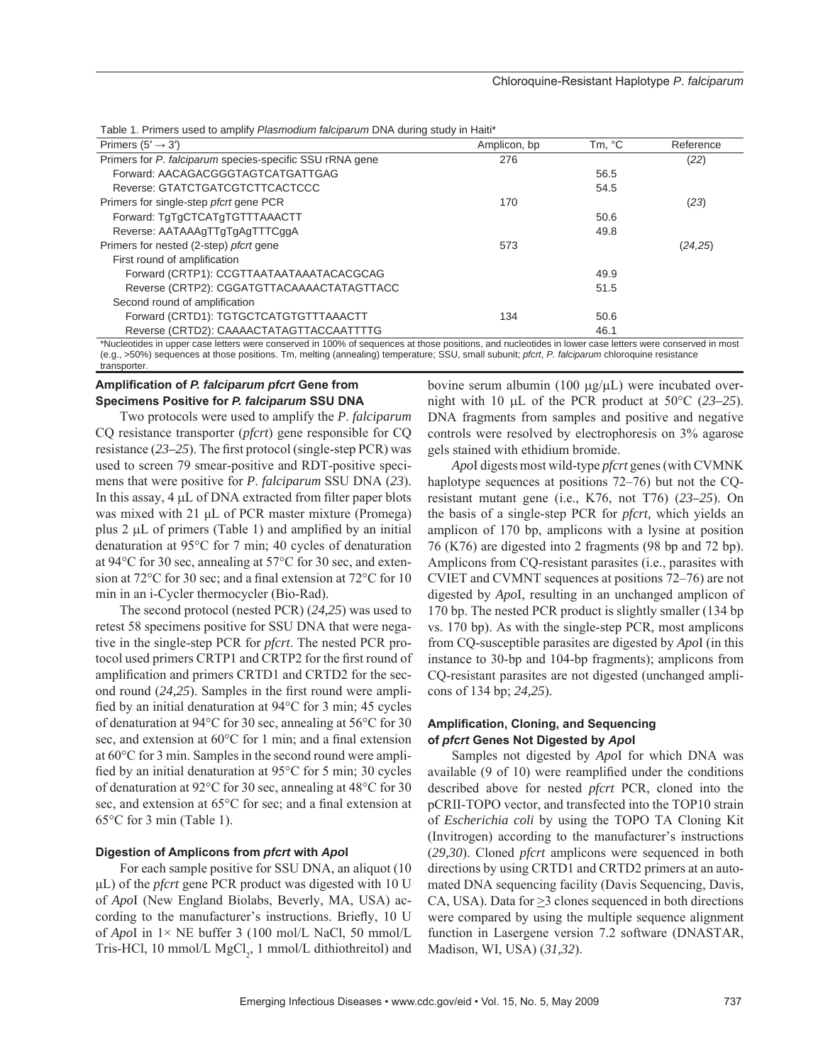Table 1. Primers used to amplify *Plasmodium falciparum* DNA during study in Haiti*

| Primers (5′ → 3′) | Amplicon, bp | Tm, °C | Reference |
|---|---|---|---|
| Primers for *P. falciparum* species-specific SSU rRNA gene | 276 | | (*22*) |
| Forward: AACAGACGGGTAGTCATGATTGAG | | 56.5 | |
| Reverse: GTATCTGATCGTCTTCACTCCC | | 54.5 | |
| Primers for single-step *pfcrt* gene PCR | 170 | | (*23*) |
| Forward: TgTgCTCATgTGTTTAAACTT | | 50.6 | |
| Reverse: AATAAAgTTgTgAgTTTCggA | | 49.8 | |
| Primers for nested (2-step) *pfcrt* gene | 573 | | (*24,25*) |
| First round of amplification | | | |
| Forward (CRTP1): CCGTTAATAATAAATACACGCAG | | 49.9 | |
| Reverse (CRTP2): CGGATGTTACAAAACTATAGTTACC | | 51.5 | |
| Second round of amplification | | | |
| Forward (CRTD1): TGTGCTCATGTGTTTAAACTT | 134 | 50.6 | |
| Reverse (CRTD2): CAAAACTATAGTTACCAATTTTG | | 46.1 | |

*Nucleotides in upper case letters were conserved in 100% of sequences at those positions, and nucleotides in lower case letters were conserved in most (e.g., >50%) sequences at those positions. Tm, melting (annealing) temperature; SSU, small subunit; *pfcrt*, *P. falciparum* chloroquine resistance transporter.

### Amplification of *P. falciparum pfcrt* Gene from Specimens Positive for *P. falciparum* SSU DNA

Two protocols were used to amplify the *P. falciparum* CQ resistance transporter (*pfcrt*) gene responsible for CQ resistance (*23–25*). The first protocol (single-step PCR) was used to screen 79 smear-positive and RDT-positive specimens that were positive for *P. falciparum* SSU DNA (*23*). In this assay, 4 μL of DNA extracted from filter paper blots was mixed with 21 μL of PCR master mixture (Promega) plus 2 μL of primers (Table 1) and amplified by an initial denaturation at 95°C for 7 min; 40 cycles of denaturation at 94°C for 30 sec, annealing at 57°C for 30 sec, and extension at 72°C for 30 sec; and a final extension at 72°C for 10 min in an i-Cycler thermocycler (Bio-Rad).

The second protocol (nested PCR) (*24,25*) was used to retest 58 specimens positive for SSU DNA that were negative in the single-step PCR for *pfcrt*. The nested PCR protocol used primers CRTP1 and CRTP2 for the first round of amplification and primers CRTD1 and CRTD2 for the second round (*24,25*). Samples in the first round were amplified by an initial denaturation at 94°C for 3 min; 45 cycles of denaturation at 94°C for 30 sec, annealing at 56°C for 30 sec, and extension at 60°C for 1 min; and a final extension at 60°C for 3 min. Samples in the second round were amplified by an initial denaturation at 95°C for 5 min; 30 cycles of denaturation at 92°C for 30 sec, annealing at 48°C for 30 sec, and extension at 65°C for sec; and a final extension at 65°C for 3 min (Table 1).

#### Digestion of Amplicons from *pfcrt* with *Apo*I

For each sample positive for SSU DNA, an aliquot (10 μL) of the *pfcrt* gene PCR product was digested with 10 U of *Apo*I (New England Biolabs, Beverly, MA, USA) according to the manufacturer's instructions. Briefly, 10 U of *Apo*I in 1× NE buffer 3 (100 mol/L NaCl, 50 mmol/L Tris-HCl, 10 mmol/L $MgCl_2$, 1 mmol/L dithiothreitol) and bovine serum albumin (100 μg/μL) were incubated overnight with 10 μL of the PCR product at 50°C (*23–25*). DNA fragments from samples and positive and negative controls were resolved by electrophoresis on 3% agarose gels stained with ethidium bromide.

*Apo*I digests most wild-type *pfcrt* genes (with CVMNK haplotype sequences at positions 72–76) but not the CQ-resistant mutant gene (i.e., K76, not T76) (*23–25*). On the basis of a single-step PCR for *pfcrt,* which yields an amplicon of 170 bp, amplicons with a lysine at position 76 (K76) are digested into 2 fragments (98 bp and 72 bp). Amplicons from CQ-resistant parasites (i.e., parasites with CVIET and CVMNT sequences at positions 72–76) are not digested by *Apo*I, resulting in an unchanged amplicon of 170 bp. The nested PCR product is slightly smaller (134 bp vs. 170 bp). As with the single-step PCR, most amplicons from CQ-susceptible parasites are digested by *Apo*I (in this instance to 30-bp and 104-bp fragments); amplicons from CQ-resistant parasites are not digested (unchanged amplicons of 134 bp; *24,25*).

#### Amplification, Cloning, and Sequencing of *pfcrt* Genes Not Digested by *Apo*I

Samples not digested by *Apo*I for which DNA was available (9 of 10) were reamplified under the conditions described above for nested *pfcrt* PCR, cloned into the pCRII-TOPO vector, and transfected into the TOP10 strain of *Escherichia coli* by using the TOPO TA Cloning Kit (Invitrogen) according to the manufacturer's instructions (*29,30*). Cloned *pfcrt* amplicons were sequenced in both directions by using CRTD1 and CRTD2 primers at an automated DNA sequencing facility (Davis Sequencing, Davis, CA, USA). Data for ≥3 clones sequenced in both directions were compared by using the multiple sequence alignment function in Lasergene version 7.2 software (DNASTAR, Madison, WI, USA) (*31,32*).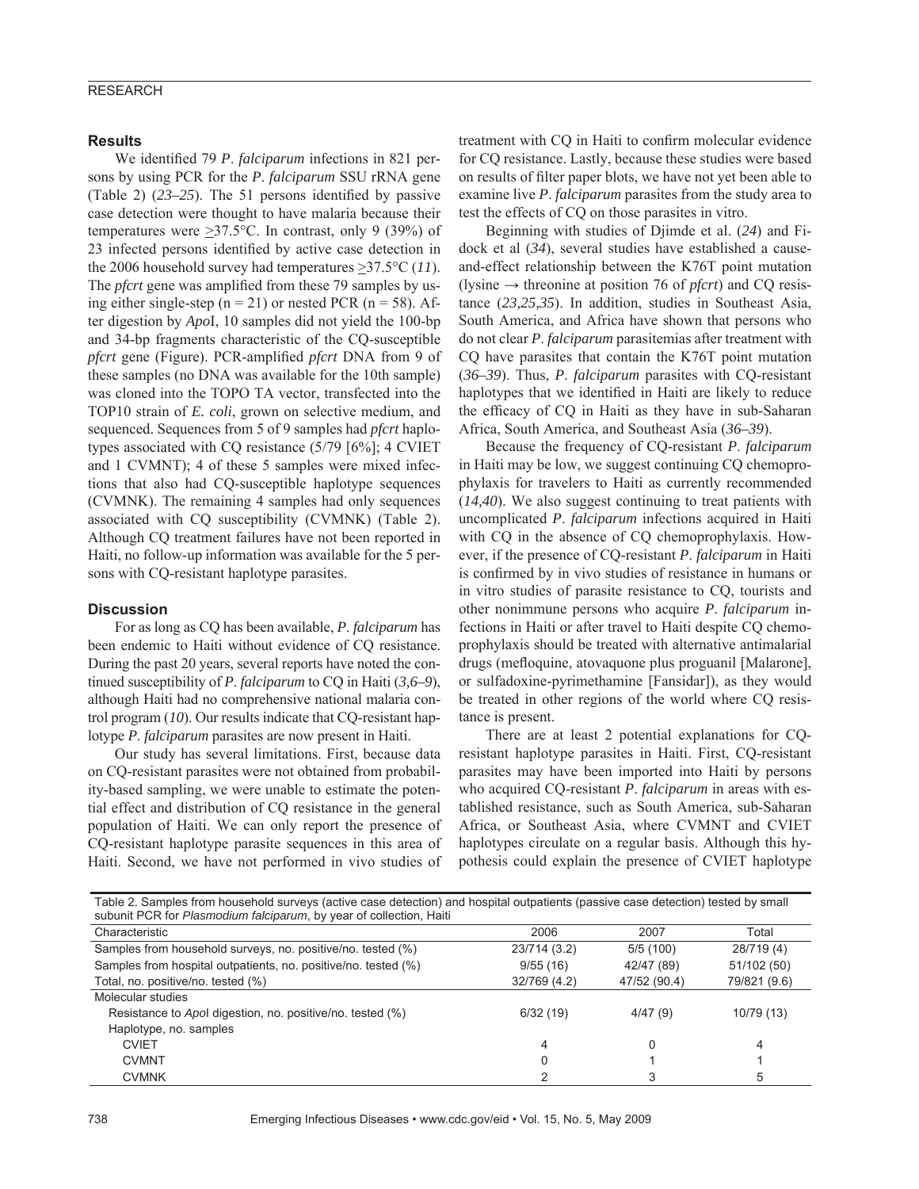## Results

We identified 79 *P. falciparum* infections in 821 persons by using PCR for the *P. falciparum* SSU rRNA gene (Table 2) (*23–25*). The 51 persons identified by passive case detection were thought to have malaria because their temperatures were ≥37.5°C. In contrast, only 9 (39%) of 23 infected persons identified by active case detection in the 2006 household survey had temperatures ≥37.5°C (*11*). The *pfcrt* gene was amplified from these 79 samples by using either single-step (n = 21) or nested PCR (n = 58). After digestion by *Apo*I, 10 samples did not yield the 100-bp and 34-bp fragments characteristic of the CQ-susceptible *pfcrt* gene (Figure). PCR-amplified *pfcrt* DNA from 9 of these samples (no DNA was available for the 10th sample) was cloned into the TOPO TA vector, transfected into the TOP10 strain of *E. coli*, grown on selective medium, and sequenced. Sequences from 5 of 9 samples had *pfcrt* haplotypes associated with CQ resistance (5/79 [6%]; 4 CVIET and 1 CVMNT); 4 of these 5 samples were mixed infections that also had CQ-susceptible haplotype sequences (CVMNK). The remaining 4 samples had only sequences associated with CQ susceptibility (CVMNK) (Table 2). Although CQ treatment failures have not been reported in Haiti, no follow-up information was available for the 5 persons with CQ-resistant haplotype parasites.

## Discussion

For as long as CQ has been available, *P. falciparum* has been endemic to Haiti without evidence of CQ resistance. During the past 20 years, several reports have noted the continued susceptibility of *P. falciparum* to CQ in Haiti (*3,6–9*), although Haiti had no comprehensive national malaria control program (*10*). Our results indicate that CQ-resistant haplotype *P. falciparum* parasites are now present in Haiti.

Our study has several limitations. First, because data on CQ-resistant parasites were not obtained from probability-based sampling, we were unable to estimate the potential effect and distribution of CQ resistance in the general population of Haiti. We can only report the presence of CQ-resistant haplotype parasite sequences in this area of Haiti. Second, we have not performed in vivo studies of treatment with CQ in Haiti to confirm molecular evidence for CQ resistance. Lastly, because these studies were based on results of filter paper blots, we have not yet been able to examine live *P. falciparum* parasites from the study area to test the effects of CQ on those parasites in vitro.

Beginning with studies of Djimde et al. (*24*) and Fidock et al (*34*), several studies have established a cause-and-effect relationship between the K76T point mutation (lysine → threonine at position 76 of *pfcrt*) and CQ resistance (*23,25,35*). In addition, studies in Southeast Asia, South America, and Africa have shown that persons who do not clear *P. falciparum* parasitemias after treatment with CQ have parasites that contain the K76T point mutation (*36–39*). Thus, *P. falciparum* parasites with CQ-resistant haplotypes that we identified in Haiti are likely to reduce the efficacy of CQ in Haiti as they have in sub-Saharan Africa, South America, and Southeast Asia (*36–39*).

Because the frequency of CQ-resistant *P. falciparum* in Haiti may be low, we suggest continuing CQ chemoprophylaxis for travelers to Haiti as currently recommended (*14,40*). We also suggest continuing to treat patients with uncomplicated *P. falciparum* infections acquired in Haiti with CQ in the absence of CQ chemoprophylaxis. However, if the presence of CQ-resistant *P. falciparum* in Haiti is confirmed by in vivo studies of resistance in humans or in vitro studies of parasite resistance to CQ, tourists and other nonimmune persons who acquire *P. falciparum* infections in Haiti or after travel to Haiti despite CQ chemoprophylaxis should be treated with alternative antimalarial drugs (mefloquine, atovaquone plus proguanil [Malarone], or sulfadoxine-pyrimethamine [Fansidar]), as they would be treated in other regions of the world where CQ resistance is present.

There are at least 2 potential explanations for CQ-resistant haplotype parasites in Haiti. First, CQ-resistant parasites may have been imported into Haiti by persons who acquired CQ-resistant *P. falciparum* in areas with established resistance, such as South America, sub-Saharan Africa, or Southeast Asia, where CVMNT and CVIET haplotypes circulate on a regular basis. Although this hypothesis could explain the presence of CVIET haplotype

Table 2. Samples from household surveys (active case detection) and hospital outpatients (passive case detection) tested by small subunit PCR for *Plasmodium falciparum*, by year of collection, Haiti

| Characteristic | 2006 | 2007 | Total |
|---|---|---|---|
| Samples from household surveys, no. positive/no. tested (%) | 23/714 (3.2) | 5/5 (100) | 28/719 (4) |
| Samples from hospital outpatients, no. positive/no. tested (%) | 9/55 (16) | 42/47 (89) | 51/102 (50) |
| Total, no. positive/no. tested (%) | 32/769 (4.2) | 47/52 (90.4) | 79/821 (9.6) |
| Molecular studies | | | |
| Resistance to *Apo*I digestion, no. positive/no. tested (%) | 6/32 (19) | 4/47 (9) | 10/79 (13) |
| Haplotype, no. samples | | | |
| CVIET | 4 | 0 | 4 |
| CVMNT | 0 | 1 | 1 |
| CVMNK | 2 | 3 | 5 |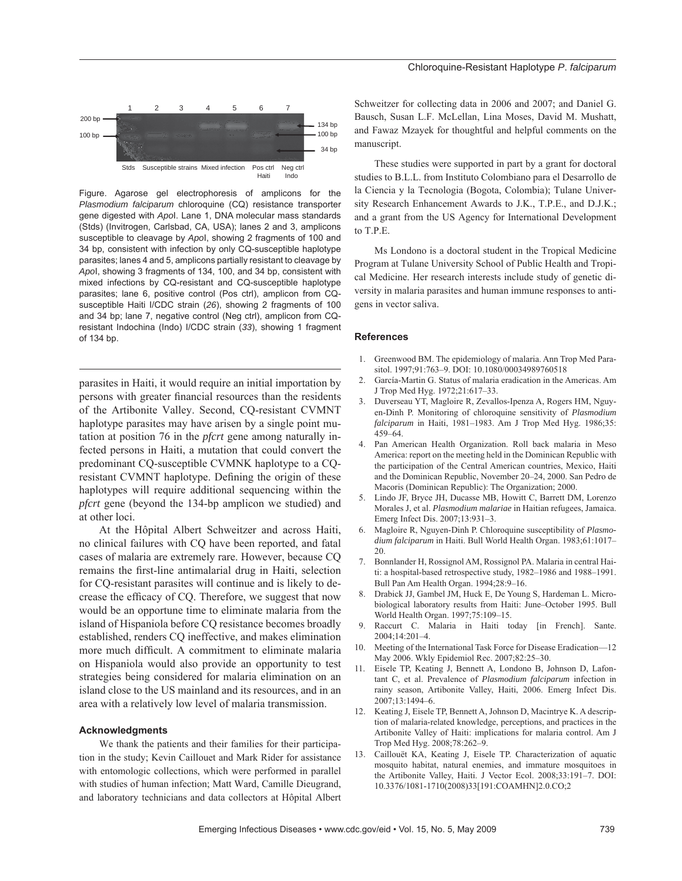Figure. Agarose gel electrophoresis of amplicons for the *Plasmodium falciparum* chloroquine (CQ) resistance transporter gene digested with *Apo*I. Lane 1, DNA molecular mass standards (Stds) (Invitrogen, Carlsbad, CA, USA); lanes 2 and 3, amplicons susceptible to cleavage by *Apo*I, showing 2 fragments of 100 and 34 bp, consistent with infection by only CQ-susceptible haplotype parasites; lanes 4 and 5, amplicons partially resistant to cleavage by *Apo*I, showing 3 fragments of 134, 100, and 34 bp, consistent with mixed infections by CQ-resistant and CQ-susceptible haplotype parasites; lane 6, positive control (Pos ctrl), amplicon from CQ-susceptible Haiti I/CDC strain (*26*), showing 2 fragments of 100 and 34 bp; lane 7, negative control (Neg ctrl), amplicon from CQ-resistant Indochina (Indo) I/CDC strain (*33*), showing 1 fragment of 134 bp.

parasites in Haiti, it would require an initial importation by persons with greater financial resources than the residents of the Artibonite Valley. Second, CQ-resistant CVMNT haplotype parasites may have arisen by a single point mutation at position 76 in the *pfcrt* gene among naturally infected persons in Haiti, a mutation that could convert the predominant CQ-susceptible CVMNK haplotype to a CQ-resistant CVMNT haplotype. Defining the origin of these haplotypes will require additional sequencing within the *pfcrt* gene (beyond the 134-bp amplicon we studied) and at other loci.

At the Hôpital Albert Schweitzer and across Haiti, no clinical failures with CQ have been reported, and fatal cases of malaria are extremely rare. However, because CQ remains the first-line antimalarial drug in Haiti, selection for CQ-resistant parasites will continue and is likely to decrease the efficacy of CQ. Therefore, we suggest that now would be an opportune time to eliminate malaria from the island of Hispaniola before CQ resistance becomes broadly established, renders CQ ineffective, and makes elimination more much difficult. A commitment to eliminate malaria on Hispaniola would also provide an opportunity to test strategies being considered for malaria elimination on an island close to the US mainland and its resources, and in an area with a relatively low level of malaria transmission.

### Acknowledgments

We thank the patients and their families for their participation in the study; Kevin Caillouet and Mark Rider for assistance with entomologic collections, which were performed in parallel with studies of human infection; Matt Ward, Camille Dieugrand, and laboratory technicians and data collectors at Hôpital Albert Schweitzer for collecting data in 2006 and 2007; and Daniel G. Bausch, Susan L.F. McLellan, Lina Moses, David M. Mushatt, and Fawaz Mzayek for thoughtful and helpful comments on the manuscript.

These studies were supported in part by a grant for doctoral studies to B.L.L. from Instituto Colombiano para el Desarrollo de la Ciencia y la Tecnologia (Bogota, Colombia); Tulane University Research Enhancement Awards to J.K., T.P.E., and D.J.K.; and a grant from the US Agency for International Development to T.P.E.

Ms Londono is a doctoral student in the Tropical Medicine Program at Tulane University School of Public Health and Tropical Medicine. Her research interests include study of genetic diversity in malaria parasites and human immune responses to antigens in vector saliva.

### References

1. Greenwood BM. The epidemiology of malaria. Ann Trop Med Parasitol. 1997;91:763–9. DOI: 10.1080/00034989760518
2. García-Martin G. Status of malaria eradication in the Americas. Am J Trop Med Hyg. 1972;21:617–33.
3. Duverseau YT, Magloire R, Zevallos-Ipenza A, Rogers HM, Nguyen-Dinh P. Monitoring of chloroquine sensitivity of *Plasmodium falciparum* in Haiti, 1981–1983. Am J Trop Med Hyg. 1986;35:459–64.
4. Pan American Health Organization. Roll back malaria in Meso America: report on the meeting held in the Dominican Republic with the participation of the Central American countries, Mexico, Haiti and the Dominican Republic, November 20–24, 2000. San Pedro de Macoris (Dominican Republic): The Organization; 2000.
5. Lindo JF, Bryce JH, Ducasse MB, Howitt C, Barrett DM, Lorenzo Morales J, et al. *Plasmodium malariae* in Haitian refugees, Jamaica. Emerg Infect Dis. 2007;13:931–3.
6. Magloire R, Nguyen-Dinh P. Chloroquine susceptibility of *Plasmodium falciparum* in Haiti. Bull World Health Organ. 1983;61:1017–20.
7. Bonnlander H, Rossignol AM, Rossignol PA. Malaria in central Haiti: a hospital-based retrospective study, 1982–1986 and 1988–1991. Bull Pan Am Health Organ. 1994;28:9–16.
8. Drabick JJ, Gambel JM, Huck E, De Young S, Hardeman L. Microbiological laboratory results from Haiti: June–October 1995. Bull World Health Organ. 1997;75:109–15.
9. Raccurt C. Malaria in Haiti today [in French]. Sante. 2004;14:201–4.
10. Meeting of the International Task Force for Disease Eradication—12 May 2006. Wkly Epidemiol Rec. 2007;82:25–30.
11. Eisele TP, Keating J, Bennett A, Londono B, Johnson D, Lafontant C, et al. Prevalence of *Plasmodium falciparum* infection in rainy season, Artibonite Valley, Haiti, 2006. Emerg Infect Dis. 2007;13:1494–6.
12. Keating J, Eisele TP, Bennett A, Johnson D, Macintrye K. A description of malaria-related knowledge, perceptions, and practices in the Artibonite Valley of Haiti: implications for malaria control. Am J Trop Med Hyg. 2008;78:262–9.
13. Caillouët KA, Keating J, Eisele TP. Characterization of aquatic mosquito habitat, natural enemies, and immature mosquitoes in the Artibonite Valley, Haiti. J Vector Ecol. 2008;33:191–7. DOI: 10.3376/1081-1710(2008)33[191:COAMHN]2.0.CO;2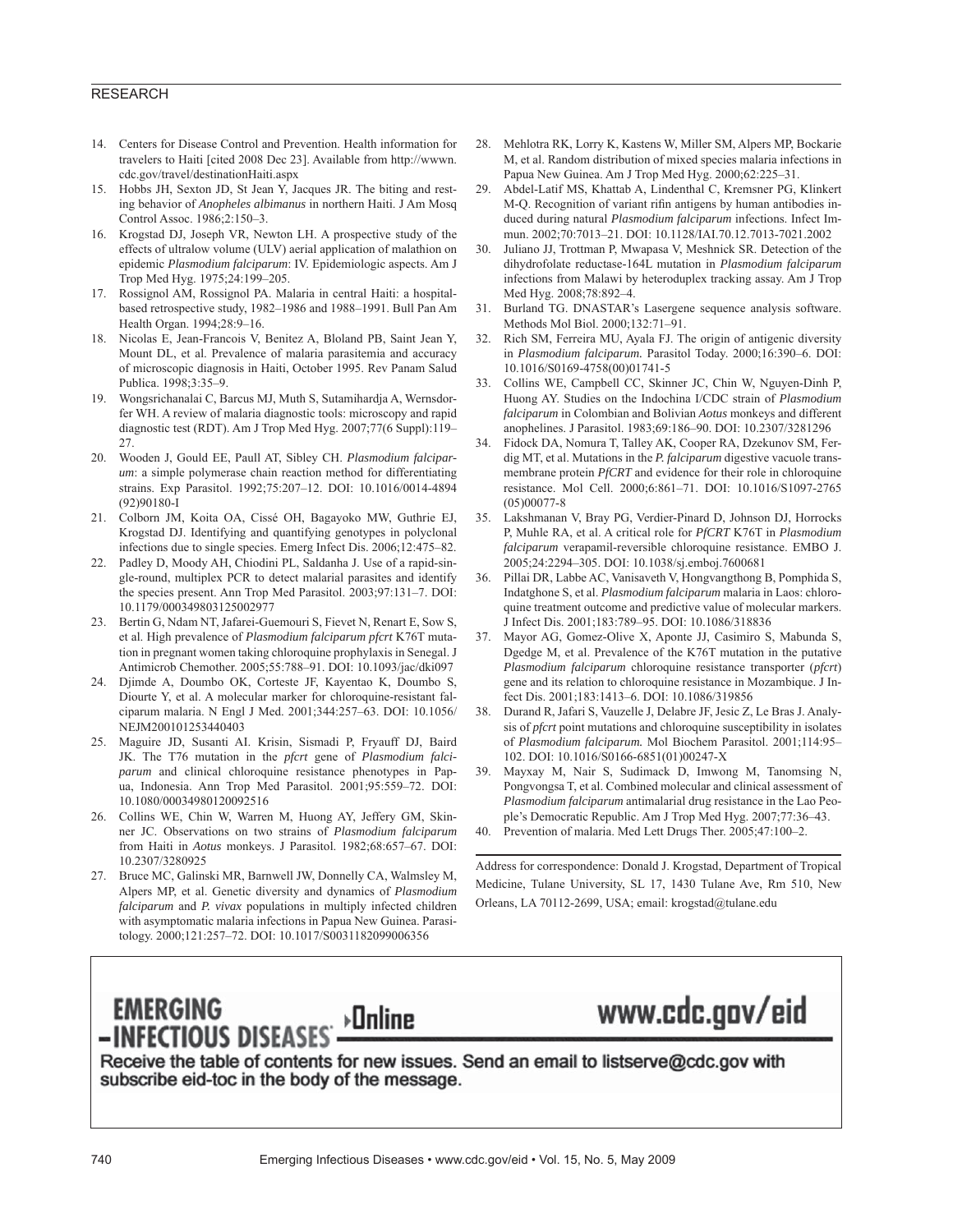14. Centers for Disease Control and Prevention. Health information for travelers to Haiti [cited 2008 Dec 23]. Available from http://wwwn.cdc.gov/travel/destinationHaiti.aspx
15. Hobbs JH, Sexton JD, St Jean Y, Jacques JR. The biting and resting behavior of *Anopheles albimanus* in northern Haiti. J Am Mosq Control Assoc. 1986;2:150–3.
16. Krogstad DJ, Joseph VR, Newton LH. A prospective study of the effects of ultralow volume (ULV) aerial application of malathion on epidemic *Plasmodium falciparum*: IV. Epidemiologic aspects. Am J Trop Med Hyg. 1975;24:199–205.
17. Rossignol AM, Rossignol PA. Malaria in central Haiti: a hospital-based retrospective study, 1982–1986 and 1988–1991. Bull Pan Am Health Organ. 1994;28:9–16.
18. Nicolas E, Jean-Francois V, Benitez A, Bloland PB, Saint Jean Y, Mount DL, et al. Prevalence of malaria parasitemia and accuracy of microscopic diagnosis in Haiti, October 1995. Rev Panam Salud Publica. 1998;3:35–9.
19. Wongsrichanalai C, Barcus MJ, Muth S, Sutamihardja A, Wernsdorfer WH. A review of malaria diagnostic tools: microscopy and rapid diagnostic test (RDT). Am J Trop Med Hyg. 2007;77(6 Suppl):119–27.
20. Wooden J, Gould EE, Paull AT, Sibley CH. *Plasmodium falciparum*: a simple polymerase chain reaction method for differentiating strains. Exp Parasitol. 1992;75:207–12. DOI: 10.1016/0014-4894(92)90180-I
21. Colborn JM, Koita OA, Cissé OH, Bagayoko MW, Guthrie EJ, Krogstad DJ. Identifying and quantifying genotypes in polyclonal infections due to single species. Emerg Infect Dis. 2006;12:475–82.
22. Padley D, Moody AH, Chiodini PL, Saldanha J. Use of a rapid-single-round, multiplex PCR to detect malarial parasites and identify the species present. Ann Trop Med Parasitol. 2003;97:131–7. DOI: 10.1179/000349803125002977
23. Bertin G, Ndam NT, Jafarei-Guemouri S, Fievet N, Renart E, Sow S, et al. High prevalence of *Plasmodium falciparum pfcrt* K76T mutation in pregnant women taking chloroquine prophylaxis in Senegal. J Antimicrob Chemother. 2005;55:788–91. DOI: 10.1093/jac/dki097
24. Djimde A, Doumbo OK, Corteste JF, Kayentao K, Doumbo S, Diourte Y, et al. A molecular marker for chloroquine-resistant falciparum malaria. N Engl J Med. 2001;344:257–63. DOI: 10.1056/NEJM200101253440403
25. Maguire JD, Susanti AI. Krisin, Sismadi P, Fryauff DJ, Baird JK. The T76 mutation in the *pfcrt* gene of *Plasmodium falciparum* and clinical chloroquine resistance phenotypes in Papua, Indonesia. Ann Trop Med Parasitol. 2001;95:559–72. DOI: 10.1080/00034980120092516
26. Collins WE, Chin W, Warren M, Huong AY, Jeffery GM, Skinner JC. Observations on two strains of *Plasmodium falciparum* from Haiti in *Aotus* monkeys. J Parasitol. 1982;68:657–67. DOI: 10.2307/3280925
27. Bruce MC, Galinski MR, Barnwell JW, Donnelly CA, Walmsley M, Alpers MP, et al. Genetic diversity and dynamics of *Plasmodium falciparum* and *P. vivax* populations in multiply infected children with asymptomatic malaria infections in Papua New Guinea. Parasitology. 2000;121:257–72. DOI: 10.1017/S0031182099006356
28. Mehlotra RK, Lorry K, Kastens W, Miller SM, Alpers MP, Bockarie M, et al. Random distribution of mixed species malaria infections in Papua New Guinea. Am J Trop Med Hyg. 2000;62:225–31.
29. Abdel-Latif MS, Khattab A, Lindenthal C, Kremsner PG, Klinkert M-Q. Recognition of variant rifin antigens by human antibodies induced during natural *Plasmodium falciparum* infections. Infect Immun. 2002;70:7013–21. DOI: 10.1128/IAI.70.12.7013-7021.2002
30. Juliano JJ, Trottman P, Mwapasa V, Meshnick SR. Detection of the dihydrofolate reductase-164L mutation in *Plasmodium falciparum* infections from Malawi by heteroduplex tracking assay. Am J Trop Med Hyg. 2008;78:892–4.
31. Burland TG. DNASTAR's Lasergene sequence analysis software. Methods Mol Biol. 2000;132:71–91.
32. Rich SM, Ferreira MU, Ayala FJ. The origin of antigenic diversity in *Plasmodium falciparum.* Parasitol Today. 2000;16:390–6. DOI: 10.1016/S0169-4758(00)01741-5
33. Collins WE, Campbell CC, Skinner JC, Chin W, Nguyen-Dinh P, Huong AY. Studies on the Indochina I/CDC strain of *Plasmodium falciparum* in Colombian and Bolivian *Aotus* monkeys and different anophelines. J Parasitol. 1983;69:186–90. DOI: 10.2307/3281296
34. Fidock DA, Nomura T, Talley AK, Cooper RA, Dzekunov SM, Ferdig MT, et al. Mutations in the *P. falciparum* digestive vacuole transmembrane protein *PfCRT* and evidence for their role in chloroquine resistance. Mol Cell. 2000;6:861–71. DOI: 10.1016/S1097-2765(05)00077-8
35. Lakshmanan V, Bray PG, Verdier-Pinard D, Johnson DJ, Horrocks P, Muhle RA, et al. A critical role for *PfCRT* K76T in *Plasmodium falciparum* verapamil-reversible chloroquine resistance. EMBO J. 2005;24:2294–305. DOI: 10.1038/sj.emboj.7600681
36. Pillai DR, Labbe AC, Vanisaveth V, Hongvangthong B, Pomphida S, Indatghone S, et al. *Plasmodium falciparum* malaria in Laos: chloroquine treatment outcome and predictive value of molecular markers. J Infect Dis. 2001;183:789–95. DOI: 10.1086/318836
37. Mayor AG, Gomez-Olive X, Aponte JJ, Casimiro S, Mabunda S, Dgedge M, et al. Prevalence of the K76T mutation in the putative *Plasmodium falciparum* chloroquine resistance transporter (*pfcrt*) gene and its relation to chloroquine resistance in Mozambique. J Infect Dis. 2001;183:1413–6. DOI: 10.1086/319856
38. Durand R, Jafari S, Vauzelle J, Delabre JF, Jesic Z, Le Bras J. Analysis of *pfcrt* point mutations and chloroquine susceptibility in isolates of *Plasmodium falciparum.* Mol Biochem Parasitol. 2001;114:95–102. DOI: 10.1016/S0166-6851(01)00247-X
39. Mayxay M, Nair S, Sudimack D, Imwong M, Tanomsing N, Pongvongsa T, et al. Combined molecular and clinical assessment of *Plasmodium falciparum* antimalarial drug resistance in the Lao People's Democratic Republic. Am J Trop Med Hyg. 2007;77:36–43.
40. Prevention of malaria. Med Lett Drugs Ther. 2005;47:100–2.

Address for correspondence: Donald J. Krogstad, Department of Tropical Medicine, Tulane University, SL 17, 1430 Tulane Ave, Rm 510, New Orleans, LA 70112-2699, USA; email: krogstad@tulane.edu

EMERGING INFECTIOUS DISEASES Online www.cdc.gov/eid

Receive the table of contents for new issues. Send an email to listserve@cdc.gov with subscribe eid-toc in the body of the message.